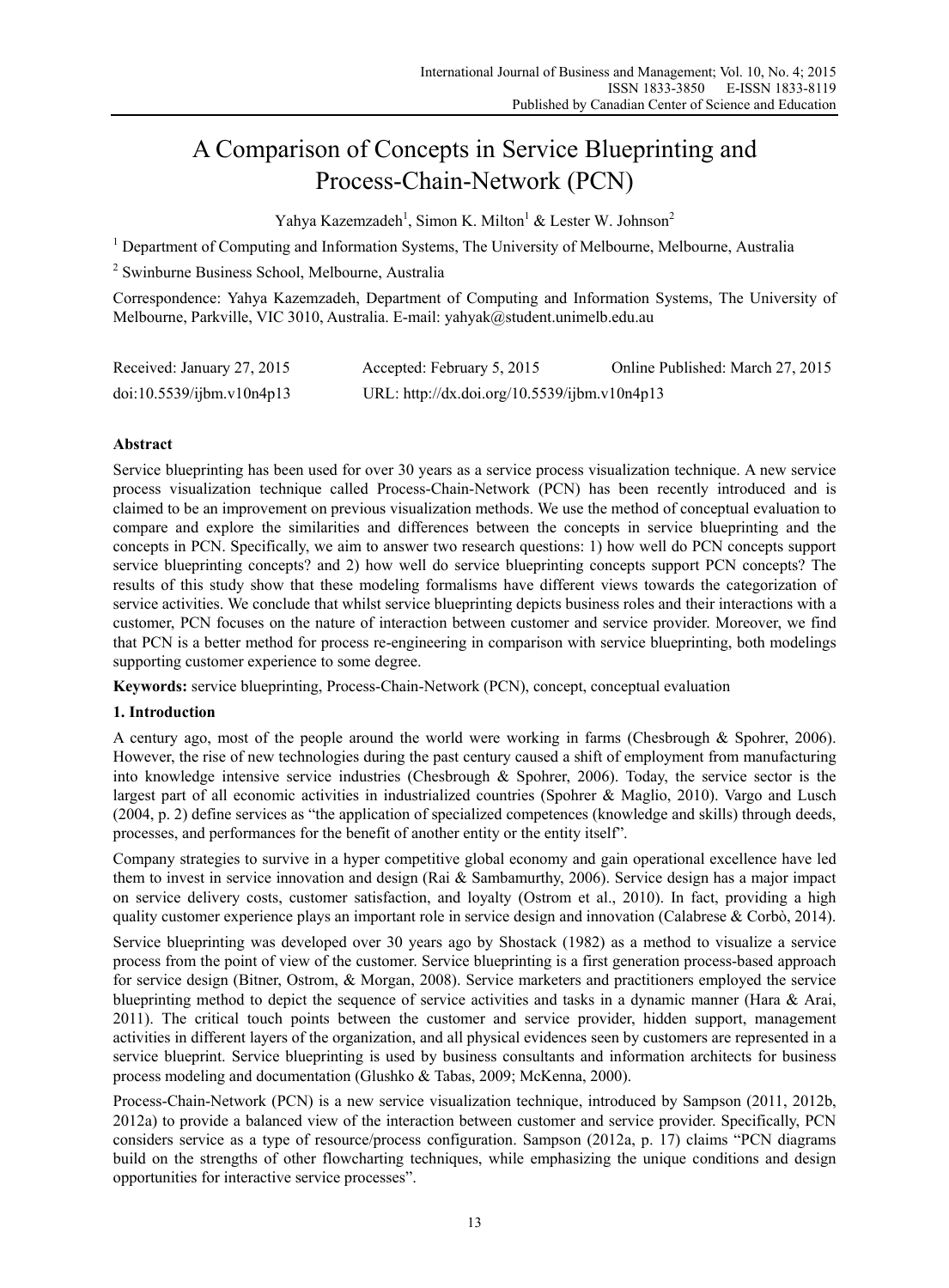# A Comparison of Concepts in Service Blueprinting and Process-Chain-Network (PCN)

Yahya Kazemzadeh[1], Simon K. Milton[1] & Lester W. Johnson[2]

[1] Department of Computing and Information Systems, The University of Melbourne, Melbourne, Australia

[2] Swinburne Business School, Melbourne, Australia

Correspondence: Yahya Kazemzadeh, Department of Computing and Information Systems, The University of Melbourne, Parkville, VIC 3010, Australia. E-mail: yahyak@student.unimelb.edu.au

| Received: January 27, 2015 | Accepted: February 5, 2015 | Online Published: March 27, 2015 |
|---|---|---|
| doi:10.5539/ijbm.v10n4p13 | URL: http://dx.doi.org/10.5539/ijbm.v10n4p13 | |

## Abstract

Service blueprinting has been used for over 30 years as a service process visualization technique. A new service process visualization technique called Process-Chain-Network (PCN) has been recently introduced and is claimed to be an improvement on previous visualization methods. We use the method of conceptual evaluation to compare and explore the similarities and differences between the concepts in service blueprinting and the concepts in PCN. Specifically, we aim to answer two research questions: 1) how well do PCN concepts support service blueprinting concepts? and 2) how well do service blueprinting concepts support PCN concepts? The results of this study show that these modeling formalisms have different views towards the categorization of service activities. We conclude that whilst service blueprinting depicts business roles and their interactions with a customer, PCN focuses on the nature of interaction between customer and service provider. Moreover, we find that PCN is a better method for process re-engineering in comparison with service blueprinting, both modelings supporting customer experience to some degree.

**Keywords:** service blueprinting, Process-Chain-Network (PCN), concept, conceptual evaluation

## 1. Introduction

A century ago, most of the people around the world were working in farms (Chesbrough & Spohrer, 2006). However, the rise of new technologies during the past century caused a shift of employment from manufacturing into knowledge intensive service industries (Chesbrough & Spohrer, 2006). Today, the service sector is the largest part of all economic activities in industrialized countries (Spohrer & Maglio, 2010). Vargo and Lusch (2004, p. 2) define services as "the application of specialized competences (knowledge and skills) through deeds, processes, and performances for the benefit of another entity or the entity itself".

Company strategies to survive in a hyper competitive global economy and gain operational excellence have led them to invest in service innovation and design (Rai & Sambamurthy, 2006). Service design has a major impact on service delivery costs, customer satisfaction, and loyalty (Ostrom et al., 2010). In fact, providing a high quality customer experience plays an important role in service design and innovation (Calabrese & Corbò, 2014).

Service blueprinting was developed over 30 years ago by Shostack (1982) as a method to visualize a service process from the point of view of the customer. Service blueprinting is a first generation process-based approach for service design (Bitner, Ostrom, & Morgan, 2008). Service marketers and practitioners employed the service blueprinting method to depict the sequence of service activities and tasks in a dynamic manner (Hara & Arai, 2011). The critical touch points between the customer and service provider, hidden support, management activities in different layers of the organization, and all physical evidences seen by customers are represented in a service blueprint. Service blueprinting is used by business consultants and information architects for business process modeling and documentation (Glushko & Tabas, 2009; McKenna, 2000).

Process-Chain-Network (PCN) is a new service visualization technique, introduced by Sampson (2011, 2012b, 2012a) to provide a balanced view of the interaction between customer and service provider. Specifically, PCN considers service as a type of resource/process configuration. Sampson (2012a, p. 17) claims "PCN diagrams build on the strengths of other flowcharting techniques, while emphasizing the unique conditions and design opportunities for interactive service processes".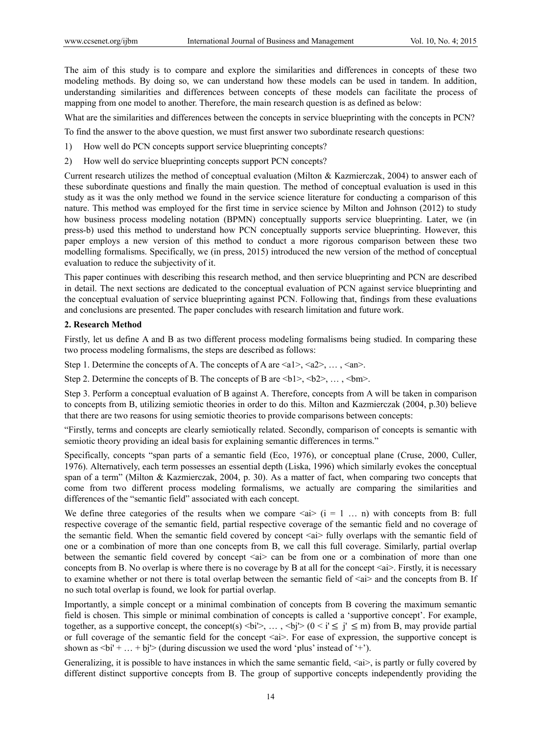The aim of this study is to compare and explore the similarities and differences in concepts of these two modeling methods. By doing so, we can understand how these models can be used in tandem. In addition, understanding similarities and differences between concepts of these models can facilitate the process of mapping from one model to another. Therefore, the main research question is as defined as below:

What are the similarities and differences between the concepts in service blueprinting with the concepts in PCN?

To find the answer to the above question, we must first answer two subordinate research questions:

1) How well do PCN concepts support service blueprinting concepts?
2) How well do service blueprinting concepts support PCN concepts?

Current research utilizes the method of conceptual evaluation (Milton & Kazmierczak, 2004) to answer each of these subordinate questions and finally the main question. The method of conceptual evaluation is used in this study as it was the only method we found in the service science literature for conducting a comparison of this nature. This method was employed for the first time in service science by Milton and Johnson (2012) to study how business process modeling notation (BPMN) conceptually supports service blueprinting. Later, we (in press-b) used this method to understand how PCN conceptually supports service blueprinting. However, this paper employs a new version of this method to conduct a more rigorous comparison between these two modelling formalisms. Specifically, we (in press, 2015) introduced the new version of the method of conceptual evaluation to reduce the subjectivity of it.

This paper continues with describing this research method, and then service blueprinting and PCN are described in detail. The next sections are dedicated to the conceptual evaluation of PCN against service blueprinting and the conceptual evaluation of service blueprinting against PCN. Following that, findings from these evaluations and conclusions are presented. The paper concludes with research limitation and future work.

## 2. Research Method

Firstly, let us define A and B as two different process modeling formalisms being studied. In comparing these two process modeling formalisms, the steps are described as follows:

Step 1. Determine the concepts of A. The concepts of A are <a1>, <a2>, … , <an>.

Step 2. Determine the concepts of B. The concepts of B are <b1>, <b2>, … , <bm>.

Step 3. Perform a conceptual evaluation of B against A. Therefore, concepts from A will be taken in comparison to concepts from B, utilizing semiotic theories in order to do this. Milton and Kazmierczak (2004, p.30) believe that there are two reasons for using semiotic theories to provide comparisons between concepts:

"Firstly, terms and concepts are clearly semiotically related. Secondly, comparison of concepts is semantic with semiotic theory providing an ideal basis for explaining semantic differences in terms."

Specifically, concepts "span parts of a semantic field (Eco, 1976), or conceptual plane (Cruse, 2000, Culler, 1976). Alternatively, each term possesses an essential depth (Liska, 1996) which similarly evokes the conceptual span of a term" (Milton & Kazmierczak, 2004, p. 30). As a matter of fact, when comparing two concepts that come from two different process modeling formalisms, we actually are comparing the similarities and differences of the "semantic field" associated with each concept.

We define three categories of the results when we compare <ai> ($i = 1 \ldots n$) with concepts from B: full respective coverage of the semantic field, partial respective coverage of the semantic field and no coverage of the semantic field. When the semantic field covered by concept <ai> fully overlaps with the semantic field of one or a combination of more than one concepts from B, we call this full coverage. Similarly, partial overlap between the semantic field covered by concept <ai> can be from one or a combination of more than one concepts from B. No overlap is where there is no coverage by B at all for the concept <ai>. Firstly, it is necessary to examine whether or not there is total overlap between the semantic field of <ai> and the concepts from B. If no such total overlap is found, we look for partial overlap.

Importantly, a simple concept or a minimal combination of concepts from B covering the maximum semantic field is chosen. This simple or minimal combination of concepts is called a 'supportive concept'. For example, together, as a supportive concept, the concept(s) <bi'>, … , <bj'> ($0 < i' \leq j' \leq m$) from B, may provide partial or full coverage of the semantic field for the concept <ai>. For ease of expression, the supportive concept is shown as <bi' + … + bj'> (during discussion we used the word 'plus' instead of '+').

Generalizing, it is possible to have instances in which the same semantic field, <ai>, is partly or fully covered by different distinct supportive concepts from B. The group of supportive concepts independently providing the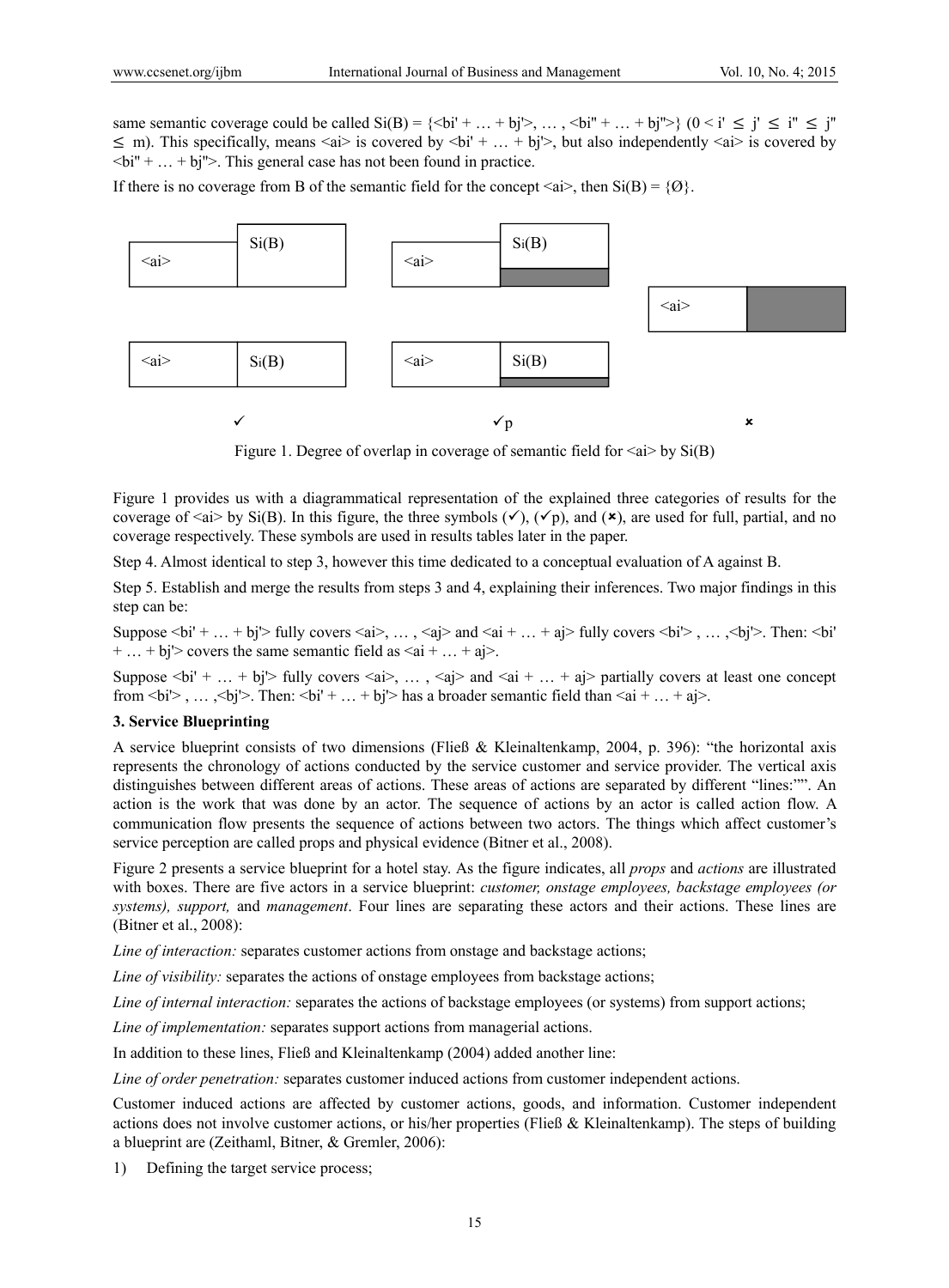same semantic coverage could be called Si(B) = {<bi' + … + bj'>, … , <bi" + … + bj">} (0 < i' ≤ j' ≤ i" ≤ j" ≤ m). This specifically, means <ai> is covered by <bi' + … + bj'>, but also independently <ai> is covered by <bi" + … + bj">. This general case has not been found in practice.

If there is no coverage from B of the semantic field for the concept <ai>, then Si(B) = {Ø}.

| <ai> | Si(B) | <ai> | Si(B) | <ai> | |
|---|---|---|---|---|---|
| <ai> | Si(B) | <ai> | Si(B) | | |
| ✓ | | ✓p | | × | |

Figure 1. Degree of overlap in coverage of semantic field for <ai> by Si(B)

Figure 1 provides us with a diagrammatical representation of the explained three categories of results for the coverage of <ai> by Si(B). In this figure, the three symbols (✓), (✓p), and (×), are used for full, partial, and no coverage respectively. These symbols are used in results tables later in the paper.

Step 4. Almost identical to step 3, however this time dedicated to a conceptual evaluation of A against B.

Step 5. Establish and merge the results from steps 3 and 4, explaining their inferences. Two major findings in this step can be:

Suppose <bi' + … + bj'> fully covers <ai>, … , <aj> and <ai + … + aj> fully covers <bi'> , … ,<bj'>. Then: <bi' + … + bj'> covers the same semantic field as <ai + … + aj>.

Suppose <bi' + … + bj'> fully covers <ai>, … , <aj> and <ai + … + aj> partially covers at least one concept from <bi'> , … ,<bj'>. Then: <bi' + … + bj'> has a broader semantic field than <ai + … + aj>.

### 3. Service Blueprinting

A service blueprint consists of two dimensions (Fließ & Kleinaltenkamp, 2004, p. 396): "the horizontal axis represents the chronology of actions conducted by the service customer and service provider. The vertical axis distinguishes between different areas of actions. These areas of actions are separated by different "lines:"". An action is the work that was done by an actor. The sequence of actions by an actor is called action flow. A communication flow presents the sequence of actions between two actors. The things which affect customer's service perception are called props and physical evidence (Bitner et al., 2008).

Figure 2 presents a service blueprint for a hotel stay. As the figure indicates, all *props* and *actions* are illustrated with boxes. There are five actors in a service blueprint: *customer, onstage employees, backstage employees (or systems), support,* and *management*. Four lines are separating these actors and their actions. These lines are (Bitner et al., 2008):

*Line of interaction:* separates customer actions from onstage and backstage actions;

*Line of visibility:* separates the actions of onstage employees from backstage actions;

*Line of internal interaction:* separates the actions of backstage employees (or systems) from support actions;

*Line of implementation:* separates support actions from managerial actions.

In addition to these lines, Fließ and Kleinaltenkamp (2004) added another line:

*Line of order penetration:* separates customer induced actions from customer independent actions.

Customer induced actions are affected by customer actions, goods, and information. Customer independent actions does not involve customer actions, or his/her properties (Fließ & Kleinaltenkamp). The steps of building a blueprint are (Zeithaml, Bitner, & Gremler, 2006):

1) Defining the target service process;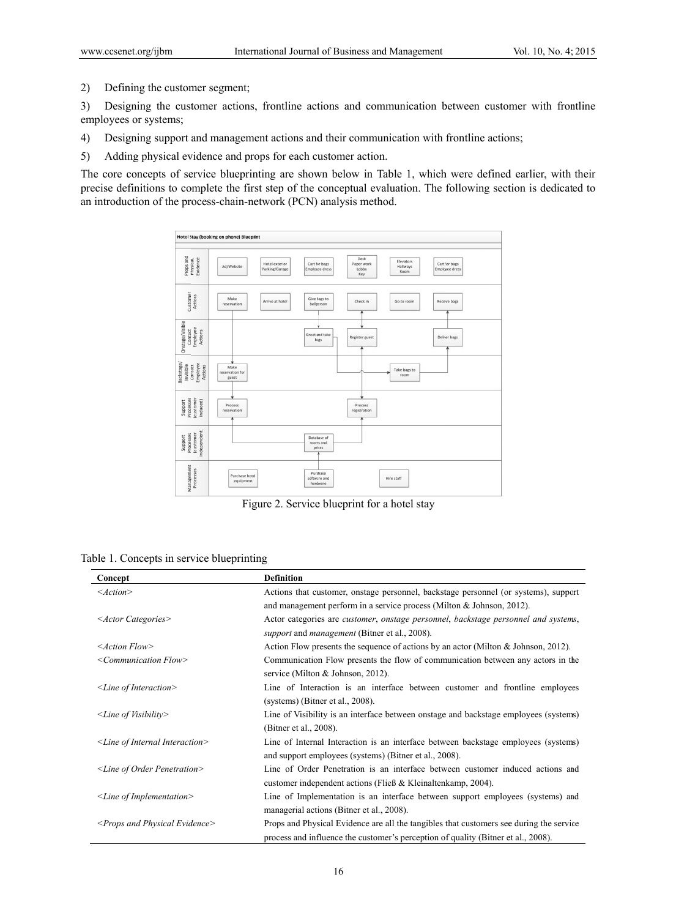2) Defining the customer segment;

3) Designing the customer actions, frontline actions and communication between customer with frontline employees or systems;

4) Designing support and management actions and their communication with frontline actions;

5) Adding physical evidence and props for each customer action.

The core concepts of service blueprinting are shown below in Table 1, which were defined earlier, with their precise definitions to complete the first step of the conceptual evaluation. The following section is dedicated to an introduction of the process-chain-network (PCN) analysis method.

Figure 2. Service blueprint for a hotel stay

Table 1. Concepts in service blueprinting

| Concept | Definition |
| --- | --- |
| *<Action>* | Actions that customer, onstage personnel, backstage personnel (or systems), support and management perform in a service process (Milton & Johnson, 2012). |
| *<Actor Categories>* | Actor categories are *customer*, *onstage personnel*, *backstage personnel and systems*, *support* and *management* (Bitner et al., 2008). |
| *<Action Flow>* | Action Flow presents the sequence of actions by an actor (Milton & Johnson, 2012). |
| *<Communication Flow>* | Communication Flow presents the flow of communication between any actors in the service (Milton & Johnson, 2012). |
| *<Line of Interaction>* | Line of Interaction is an interface between customer and frontline employees (systems) (Bitner et al., 2008). |
| *<Line of Visibility>* | Line of Visibility is an interface between onstage and backstage employees (systems) (Bitner et al., 2008). |
| *<Line of Internal Interaction>* | Line of Internal Interaction is an interface between backstage employees (systems) and support employees (systems) (Bitner et al., 2008). |
| *<Line of Order Penetration>* | Line of Order Penetration is an interface between customer induced actions and customer independent actions (Fließ & Kleinaltenkamp, 2004). |
| *<Line of Implementation>* | Line of Implementation is an interface between support employees (systems) and managerial actions (Bitner et al., 2008). |
| *<Props and Physical Evidence>* | Props and Physical Evidence are all the tangibles that customers see during the service process and influence the customer's perception of quality (Bitner et al., 2008). |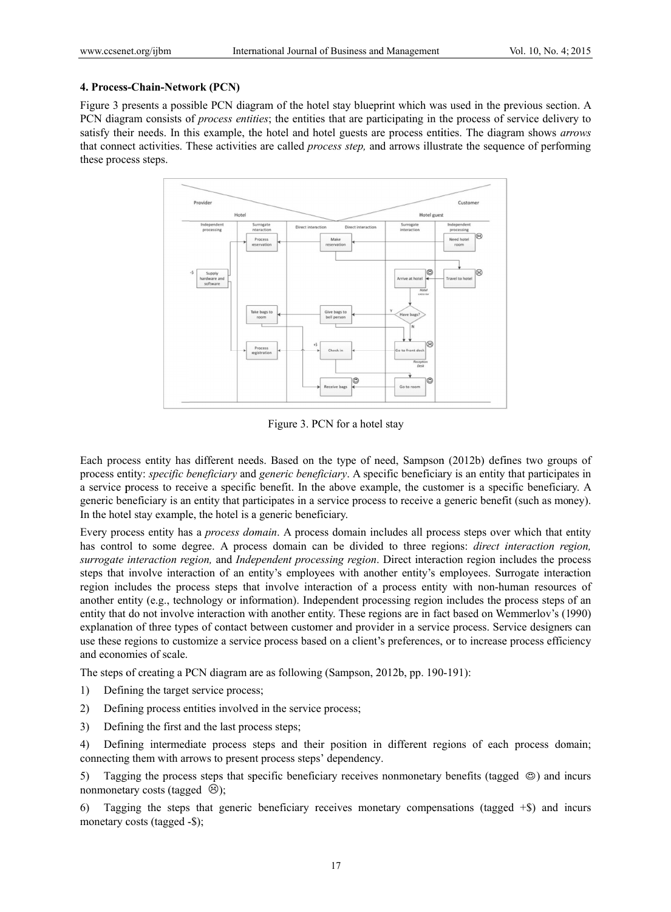### 4. Process-Chain-Network (PCN)

Figure 3 presents a possible PCN diagram of the hotel stay blueprint which was used in the previous section. A PCN diagram consists of *process entities*; the entities that are participating in the process of service delivery to satisfy their needs. In this example, the hotel and hotel guests are process entities. The diagram shows *arrows* that connect activities. These activities are called *process step,* and arrows illustrate the sequence of performing these process steps.

Figure 3. PCN for a hotel stay

Each process entity has different needs. Based on the type of need, Sampson (2012b) defines two groups of process entity: *specific beneficiary* and *generic beneficiary*. A specific beneficiary is an entity that participates in a service process to receive a specific benefit. In the above example, the customer is a specific beneficiary. A generic beneficiary is an entity that participates in a service process to receive a generic benefit (such as money). In the hotel stay example, the hotel is a generic beneficiary.

Every process entity has a *process domain*. A process domain includes all process steps over which that entity has control to some degree. A process domain can be divided to three regions: *direct interaction region, surrogate interaction region,* and *Independent processing region*. Direct interaction region includes the process steps that involve interaction of an entity's employees with another entity's employees. Surrogate interaction region includes the process steps that involve interaction of a process entity with non-human resources of another entity (e.g., technology or information). Independent processing region includes the process steps of an entity that do not involve interaction with another entity. These regions are in fact based on Wemmerlov's (1990) explanation of three types of contact between customer and provider in a service process. Service designers can use these regions to customize a service process based on a client's preferences, or to increase process efficiency and economies of scale.

The steps of creating a PCN diagram are as following (Sampson, 2012b, pp. 190-191):

1) Defining the target service process;
2) Defining process entities involved in the service process;
3) Defining the first and the last process steps;
4) Defining intermediate process steps and their position in different regions of each process domain; connecting them with arrows to present process steps' dependency.
5) Tagging the process steps that specific beneficiary receives nonmonetary benefits (tagged ☺) and incurs nonmonetary costs (tagged ☹);
6) Tagging the steps that generic beneficiary receives monetary compensations (tagged +$) and incurs monetary costs (tagged -$);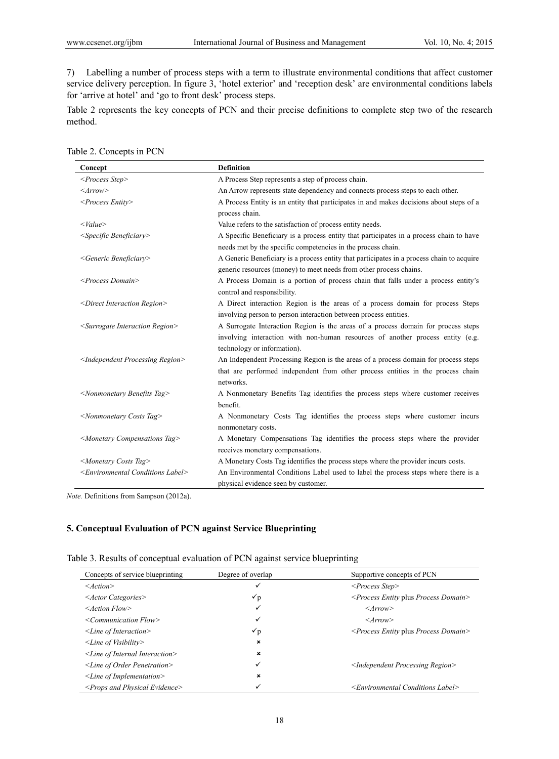7) Labelling a number of process steps with a term to illustrate environmental conditions that affect customer service delivery perception. In figure 3, 'hotel exterior' and 'reception desk' are environmental conditions labels for 'arrive at hotel' and 'go to front desk' process steps.

Table 2 represents the key concepts of PCN and their precise definitions to complete step two of the research method.

Table 2. Concepts in PCN

| Concept | Definition |
|---|---|
| *<Process Step>* | A Process Step represents a step of process chain. |
| *<Arrow>* | An Arrow represents state dependency and connects process steps to each other. |
| *<Process Entity>* | A Process Entity is an entity that participates in and makes decisions about steps of a process chain. |
| *<Value>* | Value refers to the satisfaction of process entity needs. |
| *<Specific Beneficiary>* | A Specific Beneficiary is a process entity that participates in a process chain to have needs met by the specific competencies in the process chain. |
| *<Generic Beneficiary>* | A Generic Beneficiary is a process entity that participates in a process chain to acquire generic resources (money) to meet needs from other process chains. |
| *<Process Domain>* | A Process Domain is a portion of process chain that falls under a process entity's control and responsibility. |
| *<Direct Interaction Region>* | A Direct interaction Region is the areas of a process domain for process Steps involving person to person interaction between process entities. |
| *<Surrogate Interaction Region>* | A Surrogate Interaction Region is the areas of a process domain for process steps involving interaction with non-human resources of another process entity (e.g. technology or information). |
| *<Independent Processing Region>* | An Independent Processing Region is the areas of a process domain for process steps that are performed independent from other process entities in the process chain networks. |
| *<Nonmonetary Benefits Tag>* | A Nonmonetary Benefits Tag identifies the process steps where customer receives benefit. |
| *<Nonmonetary Costs Tag>* | A Nonmonetary Costs Tag identifies the process steps where customer incurs nonmonetary costs. |
| *<Monetary Compensations Tag>* | A Monetary Compensations Tag identifies the process steps where the provider receives monetary compensations. |
| *<Monetary Costs Tag>* | A Monetary Costs Tag identifies the process steps where the provider incurs costs. |
| *<Environmental Conditions Label>* | An Environmental Conditions Label used to label the process steps where there is a physical evidence seen by customer. |

*Note.* Definitions from Sampson (2012a).

## 5. Conceptual Evaluation of PCN against Service Blueprinting

Table 3. Results of conceptual evaluation of PCN against service blueprinting

| Concepts of service blueprinting | Degree of overlap | Supportive concepts of PCN |
|---|---|---|
| *<Action>* | ✓ | *<Process Step>* |
| *<Actor Categories>* | ✓p | *<Process Entity* plus *Process Domain>* |
| *<Action Flow>* | ✓ | *<Arrow>* |
| *<Communication Flow>* | ✓ | *<Arrow>* |
| *<Line of Interaction>* | ✓p | *<Process Entity* plus *Process Domain>* |
| *<Line of Visibility>* | × | |
| *<Line of Internal Interaction>* | × | |
| *<Line of Order Penetration>* | ✓ | *<Independent Processing Region>* |
| *<Line of Implementation>* | × | |
| *<Props and Physical Evidence>* | ✓ | *<Environmental Conditions Label>* |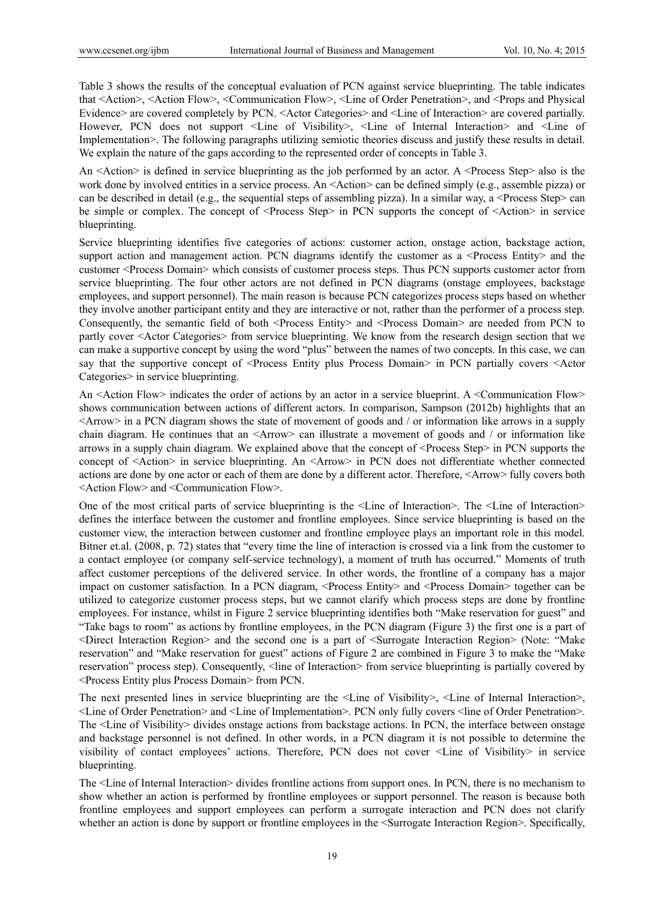Table 3 shows the results of the conceptual evaluation of PCN against service blueprinting. The table indicates that <Action>, <Action Flow>, <Communication Flow>, <Line of Order Penetration>, and <Props and Physical Evidence> are covered completely by PCN. <Actor Categories> and <Line of Interaction> are covered partially. However, PCN does not support <Line of Visibility>, <Line of Internal Interaction> and <Line of Implementation>. The following paragraphs utilizing semiotic theories discuss and justify these results in detail. We explain the nature of the gaps according to the represented order of concepts in Table 3.

An <Action> is defined in service blueprinting as the job performed by an actor. A <Process Step> also is the work done by involved entities in a service process. An <Action> can be defined simply (e.g., assemble pizza) or can be described in detail (e.g., the sequential steps of assembling pizza). In a similar way, a <Process Step> can be simple or complex. The concept of <Process Step> in PCN supports the concept of <Action> in service blueprinting.

Service blueprinting identifies five categories of actions: customer action, onstage action, backstage action, support action and management action. PCN diagrams identify the customer as a <Process Entity> and the customer <Process Domain> which consists of customer process steps. Thus PCN supports customer actor from service blueprinting. The four other actors are not defined in PCN diagrams (onstage employees, backstage employees, and support personnel). The main reason is because PCN categorizes process steps based on whether they involve another participant entity and they are interactive or not, rather than the performer of a process step. Consequently, the semantic field of both <Process Entity> and <Process Domain> are needed from PCN to partly cover <Actor Categories> from service blueprinting. We know from the research design section that we can make a supportive concept by using the word "plus" between the names of two concepts. In this case, we can say that the supportive concept of <Process Entity plus Process Domain> in PCN partially covers <Actor Categories> in service blueprinting.

An <Action Flow> indicates the order of actions by an actor in a service blueprint. A <Communication Flow> shows communication between actions of different actors. In comparison, Sampson (2012b) highlights that an <Arrow> in a PCN diagram shows the state of movement of goods and / or information like arrows in a supply chain diagram. He continues that an <Arrow> can illustrate a movement of goods and / or information like arrows in a supply chain diagram. We explained above that the concept of <Process Step> in PCN supports the concept of <Action> in service blueprinting. An <Arrow> in PCN does not differentiate whether connected actions are done by one actor or each of them are done by a different actor. Therefore, <Arrow> fully covers both <Action Flow> and <Communication Flow>.

One of the most critical parts of service blueprinting is the <Line of Interaction>. The <Line of Interaction> defines the interface between the customer and frontline employees. Since service blueprinting is based on the customer view, the interaction between customer and frontline employee plays an important role in this model. Bitner et.al. (2008, p. 72) states that "every time the line of interaction is crossed via a link from the customer to a contact employee (or company self-service technology), a moment of truth has occurred." Moments of truth affect customer perceptions of the delivered service. In other words, the frontline of a company has a major impact on customer satisfaction. In a PCN diagram, <Process Entity> and <Process Domain> together can be utilized to categorize customer process steps, but we cannot clarify which process steps are done by frontline employees. For instance, whilst in Figure 2 service blueprinting identifies both "Make reservation for guest" and "Take bags to room" as actions by frontline employees, in the PCN diagram (Figure 3) the first one is a part of <Direct Interaction Region> and the second one is a part of <Surrogate Interaction Region> (Note: "Make reservation" and "Make reservation for guest" actions of Figure 2 are combined in Figure 3 to make the "Make reservation" process step). Consequently, <line of Interaction> from service blueprinting is partially covered by <Process Entity plus Process Domain> from PCN.

The next presented lines in service blueprinting are the <Line of Visibility>, <Line of Internal Interaction>, <Line of Order Penetration> and <Line of Implementation>. PCN only fully covers <line of Order Penetration>. The <Line of Visibility> divides onstage actions from backstage actions. In PCN, the interface between onstage and backstage personnel is not defined. In other words, in a PCN diagram it is not possible to determine the visibility of contact employees' actions. Therefore, PCN does not cover <Line of Visibility> in service blueprinting.

The <Line of Internal Interaction> divides frontline actions from support ones. In PCN, there is no mechanism to show whether an action is performed by frontline employees or support personnel. The reason is because both frontline employees and support employees can perform a surrogate interaction and PCN does not clarify whether an action is done by support or frontline employees in the <Surrogate Interaction Region>. Specifically,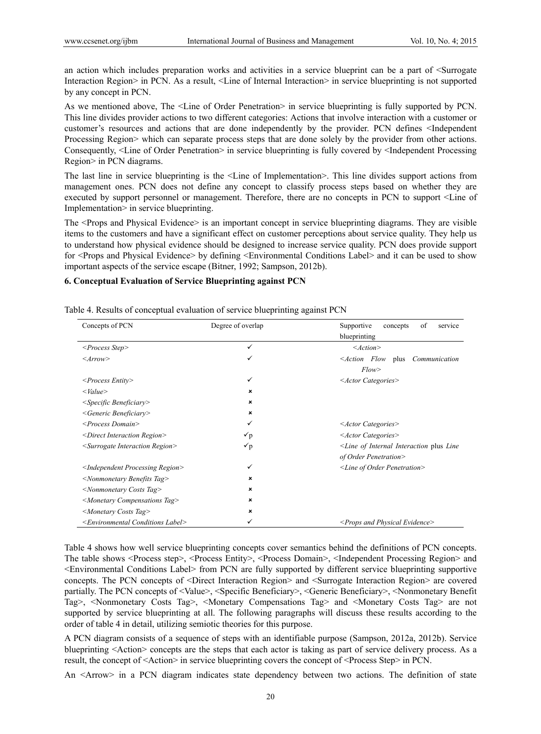an action which includes preparation works and activities in a service blueprint can be a part of <Surrogate Interaction Region> in PCN. As a result, <Line of Internal Interaction> in service blueprinting is not supported by any concept in PCN.

As we mentioned above, The <Line of Order Penetration> in service blueprinting is fully supported by PCN. This line divides provider actions to two different categories: Actions that involve interaction with a customer or customer's resources and actions that are done independently by the provider. PCN defines <Independent Processing Region> which can separate process steps that are done solely by the provider from other actions. Consequently, <Line of Order Penetration> in service blueprinting is fully covered by <Independent Processing Region> in PCN diagrams.

The last line in service blueprinting is the <Line of Implementation>. This line divides support actions from management ones. PCN does not define any concept to classify process steps based on whether they are executed by support personnel or management. Therefore, there are no concepts in PCN to support <Line of Implementation> in service blueprinting.

The <Props and Physical Evidence> is an important concept in service blueprinting diagrams. They are visible items to the customers and have a significant effect on customer perceptions about service quality. They help us to understand how physical evidence should be designed to increase service quality. PCN does provide support for <Props and Physical Evidence> by defining <Environmental Conditions Label> and it can be used to show important aspects of the service escape (Bitner, 1992; Sampson, 2012b).

## 6. Conceptual Evaluation of Service Blueprinting against PCN

Table 4. Results of conceptual evaluation of service blueprinting against PCN

| Concepts of PCN | Degree of overlap | Supportive concepts of service blueprinting |
|---|---|---|
| *<Process Step>* | ✓ | *<Action>* |
| *<Arrow>* | ✓ | *<Action Flow* plus *Communication Flow>* |
| *<Process Entity>* | ✓ | *<Actor Categories>* |
| *<Value>* | × | |
| *<Specific Beneficiary>* | × | |
| *<Generic Beneficiary>* | × | |
| *<Process Domain>* | ✓ | *<Actor Categories>* |
| *<Direct Interaction Region>* | ✓p | *<Actor Categories>* |
| *<Surrogate Interaction Region>* | ✓p | *<Line of Internal Interaction* plus *Line of Order Penetration>* |
| *<Independent Processing Region>* | ✓ | *<Line of Order Penetration>* |
| *<Nonmonetary Benefits Tag>* | × | |
| *<Nonmonetary Costs Tag>* | × | |
| *<Monetary Compensations Tag>* | × | |
| *<Monetary Costs Tag>* | × | |
| *<Environmental Conditions Label>* | ✓ | *<Props and Physical Evidence>* |

Table 4 shows how well service blueprinting concepts cover semantics behind the definitions of PCN concepts. The table shows <Process step>, <Process Entity>, <Process Domain>, <Independent Processing Region> and <Environmental Conditions Label> from PCN are fully supported by different service blueprinting supportive concepts. The PCN concepts of <Direct Interaction Region> and <Surrogate Interaction Region> are covered partially. The PCN concepts of <Value>, <Specific Beneficiary>, <Generic Beneficiary>, <Nonmonetary Benefit Tag>, <Nonmonetary Costs Tag>, <Monetary Compensations Tag> and <Monetary Costs Tag> are not supported by service blueprinting at all. The following paragraphs will discuss these results according to the order of table 4 in detail, utilizing semiotic theories for this purpose.

A PCN diagram consists of a sequence of steps with an identifiable purpose (Sampson, 2012a, 2012b). Service blueprinting <Action> concepts are the steps that each actor is taking as part of service delivery process. As a result, the concept of <Action> in service blueprinting covers the concept of <Process Step> in PCN.

An <Arrow> in a PCN diagram indicates state dependency between two actions. The definition of state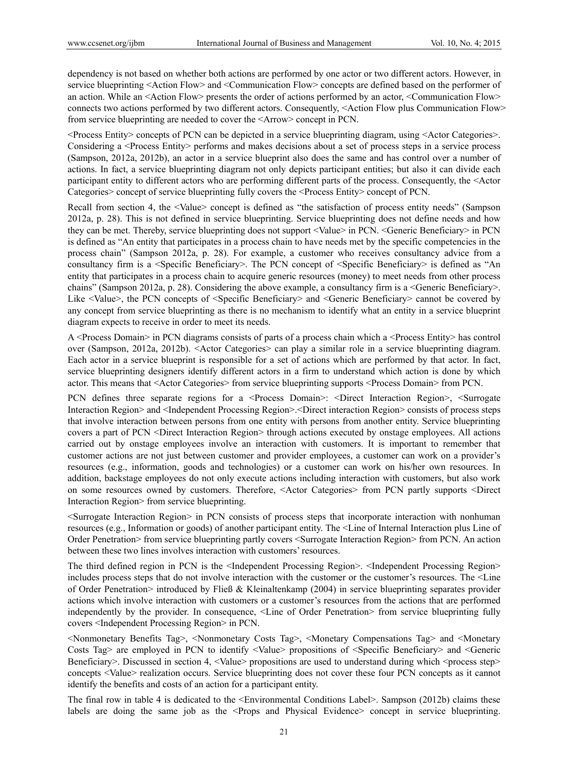dependency is not based on whether both actions are performed by one actor or two different actors. However, in service blueprinting <Action Flow> and <Communication Flow> concepts are defined based on the performer of an action. While an <Action Flow> presents the order of actions performed by an actor, <Communication Flow> connects two actions performed by two different actors. Consequently, <Action Flow plus Communication Flow> from service blueprinting are needed to cover the <Arrow> concept in PCN.

<Process Entity> concepts of PCN can be depicted in a service blueprinting diagram, using <Actor Categories>. Considering a <Process Entity> performs and makes decisions about a set of process steps in a service process (Sampson, 2012a, 2012b), an actor in a service blueprint also does the same and has control over a number of actions. In fact, a service blueprinting diagram not only depicts participant entities; but also it can divide each participant entity to different actors who are performing different parts of the process. Consequently, the <Actor Categories> concept of service blueprinting fully covers the <Process Entity> concept of PCN.

Recall from section 4, the <Value> concept is defined as "the satisfaction of process entity needs" (Sampson 2012a, p. 28). This is not defined in service blueprinting. Service blueprinting does not define needs and how they can be met. Thereby, service blueprinting does not support <Value> in PCN. <Generic Beneficiary> in PCN is defined as "An entity that participates in a process chain to have needs met by the specific competencies in the process chain" (Sampson 2012a, p. 28). For example, a customer who receives consultancy advice from a consultancy firm is a <Specific Beneficiary>. The PCN concept of <Specific Beneficiary> is defined as "An entity that participates in a process chain to acquire generic resources (money) to meet needs from other process chains" (Sampson 2012a, p. 28). Considering the above example, a consultancy firm is a <Generic Beneficiary>. Like <Value>, the PCN concepts of <Specific Beneficiary> and <Generic Beneficiary> cannot be covered by any concept from service blueprinting as there is no mechanism to identify what an entity in a service blueprint diagram expects to receive in order to meet its needs.

A <Process Domain> in PCN diagrams consists of parts of a process chain which a <Process Entity> has control over (Sampson, 2012a, 2012b). <Actor Categories> can play a similar role in a service blueprinting diagram. Each actor in a service blueprint is responsible for a set of actions which are performed by that actor. In fact, service blueprinting designers identify different actors in a firm to understand which action is done by which actor. This means that <Actor Categories> from service blueprinting supports <Process Domain> from PCN.

PCN defines three separate regions for a <Process Domain>: <Direct Interaction Region>, <Surrogate Interaction Region> and <Independent Processing Region>.<Direct interaction Region> consists of process steps that involve interaction between persons from one entity with persons from another entity. Service blueprinting covers a part of PCN <Direct Interaction Region> through actions executed by onstage employees. All actions carried out by onstage employees involve an interaction with customers. It is important to remember that customer actions are not just between customer and provider employees, a customer can work on a provider's resources (e.g., information, goods and technologies) or a customer can work on his/her own resources. In addition, backstage employees do not only execute actions including interaction with customers, but also work on some resources owned by customers. Therefore, <Actor Categories> from PCN partly supports <Direct Interaction Region> from service blueprinting.

<Surrogate Interaction Region> in PCN consists of process steps that incorporate interaction with nonhuman resources (e.g., Information or goods) of another participant entity. The <Line of Internal Interaction plus Line of Order Penetration> from service blueprinting partly covers <Surrogate Interaction Region> from PCN. An action between these two lines involves interaction with customers' resources.

The third defined region in PCN is the <Independent Processing Region>. <Independent Processing Region> includes process steps that do not involve interaction with the customer or the customer's resources. The <Line of Order Penetration> introduced by Fließ & Kleinaltenkamp (2004) in service blueprinting separates provider actions which involve interaction with customers or a customer's resources from the actions that are performed independently by the provider. In consequence, <Line of Order Penetration> from service blueprinting fully covers <Independent Processing Region> in PCN.

<Nonmonetary Benefits Tag>, <Nonmonetary Costs Tag>, <Monetary Compensations Tag> and <Monetary Costs Tag> are employed in PCN to identify <Value> propositions of <Specific Beneficiary> and <Generic Beneficiary>. Discussed in section 4, <Value> propositions are used to understand during which <process step> concepts <Value> realization occurs. Service blueprinting does not cover these four PCN concepts as it cannot identify the benefits and costs of an action for a participant entity.

The final row in table 4 is dedicated to the <Environmental Conditions Label>. Sampson (2012b) claims these labels are doing the same job as the <Props and Physical Evidence> concept in service blueprinting.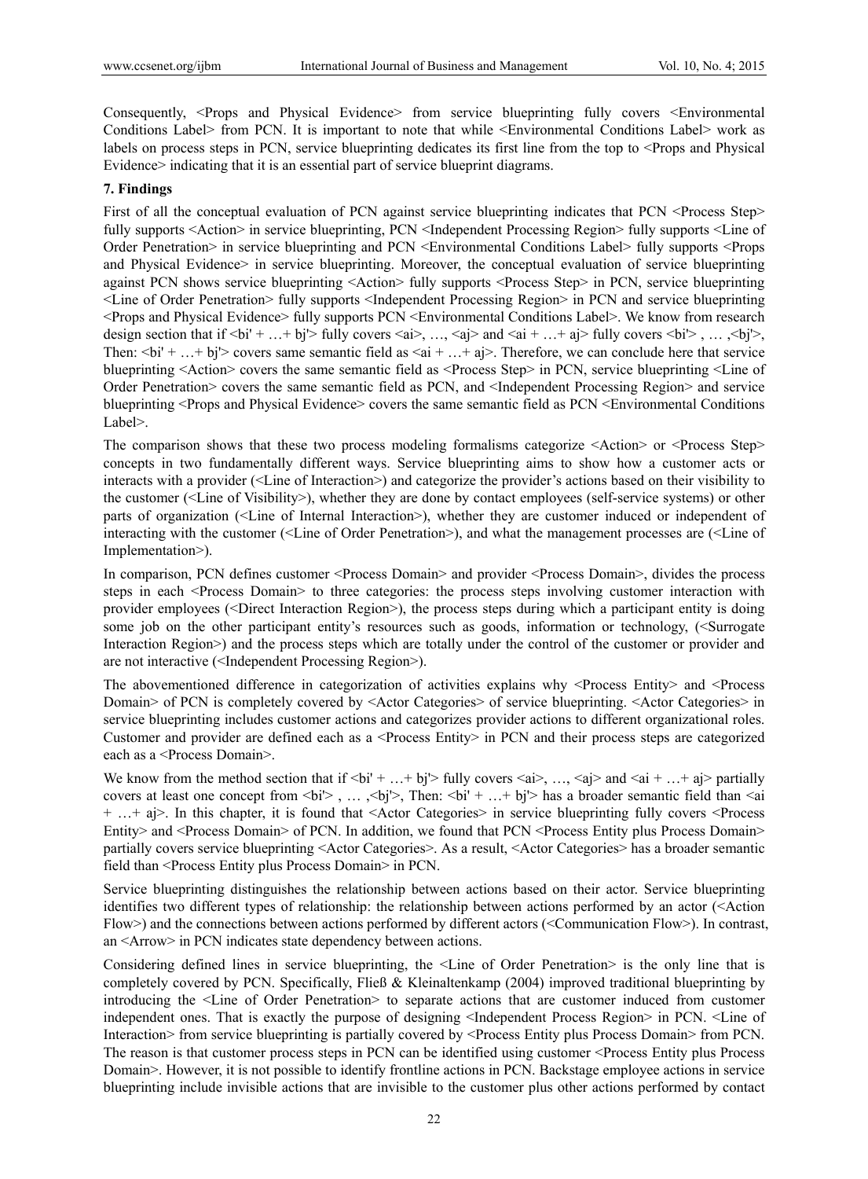Consequently, <Props and Physical Evidence> from service blueprinting fully covers <Environmental Conditions Label> from PCN. It is important to note that while <Environmental Conditions Label> work as labels on process steps in PCN, service blueprinting dedicates its first line from the top to <Props and Physical Evidence> indicating that it is an essential part of service blueprint diagrams.

## 7. Findings

First of all the conceptual evaluation of PCN against service blueprinting indicates that PCN <Process Step> fully supports <Action> in service blueprinting, PCN <Independent Processing Region> fully supports <Line of Order Penetration> in service blueprinting and PCN <Environmental Conditions Label> fully supports <Props and Physical Evidence> in service blueprinting. Moreover, the conceptual evaluation of service blueprinting against PCN shows service blueprinting <Action> fully supports <Process Step> in PCN, service blueprinting <Line of Order Penetration> fully supports <Independent Processing Region> in PCN and service blueprinting <Props and Physical Evidence> fully supports PCN <Environmental Conditions Label>. We know from research design section that if <bi' + …+ bj'> fully covers <ai>, …, <aj> and <ai + …+ aj> fully covers <bi'> , … ,<bj'>, Then: <bi' + …+ bj'> covers same semantic field as <ai + …+ aj>. Therefore, we can conclude here that service blueprinting <Action> covers the same semantic field as <Process Step> in PCN, service blueprinting <Line of Order Penetration> covers the same semantic field as PCN, and <Independent Processing Region> and service blueprinting <Props and Physical Evidence> covers the same semantic field as PCN <Environmental Conditions Label>.

The comparison shows that these two process modeling formalisms categorize <Action> or <Process Step> concepts in two fundamentally different ways. Service blueprinting aims to show how a customer acts or interacts with a provider (<Line of Interaction>) and categorize the provider's actions based on their visibility to the customer (<Line of Visibility>), whether they are done by contact employees (self-service systems) or other parts of organization (<Line of Internal Interaction>), whether they are customer induced or independent of interacting with the customer (<Line of Order Penetration>), and what the management processes are (<Line of Implementation>).

In comparison, PCN defines customer <Process Domain> and provider <Process Domain>, divides the process steps in each <Process Domain> to three categories: the process steps involving customer interaction with provider employees (<Direct Interaction Region>), the process steps during which a participant entity is doing some job on the other participant entity's resources such as goods, information or technology, (<Surrogate Interaction Region>) and the process steps which are totally under the control of the customer or provider and are not interactive (<Independent Processing Region>).

The abovementioned difference in categorization of activities explains why <Process Entity> and <Process Domain> of PCN is completely covered by <Actor Categories> of service blueprinting. <Actor Categories> in service blueprinting includes customer actions and categorizes provider actions to different organizational roles. Customer and provider are defined each as a <Process Entity> in PCN and their process steps are categorized each as a <Process Domain>.

We know from the method section that if <bi' + …+ bj'> fully covers <ai>, …, <aj> and <ai + …+ aj> partially covers at least one concept from <bi'> , … ,<bj'>, Then: <bi' + …+ bj'> has a broader semantic field than <ai + …+ aj>. In this chapter, it is found that <Actor Categories> in service blueprinting fully covers <Process Entity> and <Process Domain> of PCN. In addition, we found that PCN <Process Entity plus Process Domain> partially covers service blueprinting <Actor Categories>. As a result, <Actor Categories> has a broader semantic field than <Process Entity plus Process Domain> in PCN.

Service blueprinting distinguishes the relationship between actions based on their actor. Service blueprinting identifies two different types of relationship: the relationship between actions performed by an actor (<Action Flow>) and the connections between actions performed by different actors (<Communication Flow>). In contrast, an <Arrow> in PCN indicates state dependency between actions.

Considering defined lines in service blueprinting, the <Line of Order Penetration> is the only line that is completely covered by PCN. Specifically, Fließ & Kleinaltenkamp (2004) improved traditional blueprinting by introducing the <Line of Order Penetration> to separate actions that are customer induced from customer independent ones. That is exactly the purpose of designing <Independent Process Region> in PCN. <Line of Interaction> from service blueprinting is partially covered by <Process Entity plus Process Domain> from PCN. The reason is that customer process steps in PCN can be identified using customer <Process Entity plus Process Domain>. However, it is not possible to identify frontline actions in PCN. Backstage employee actions in service blueprinting include invisible actions that are invisible to the customer plus other actions performed by contact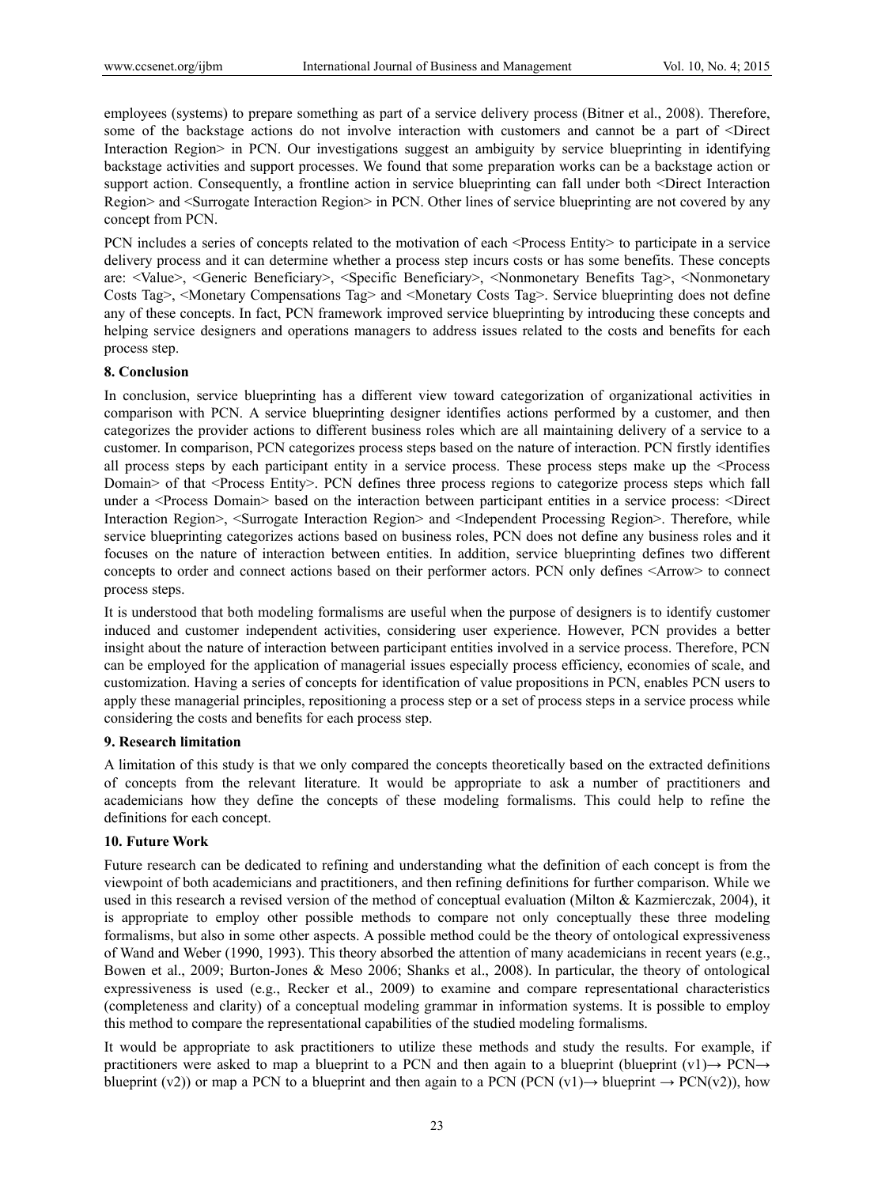employees (systems) to prepare something as part of a service delivery process (Bitner et al., 2008). Therefore, some of the backstage actions do not involve interaction with customers and cannot be a part of <Direct Interaction Region> in PCN. Our investigations suggest an ambiguity by service blueprinting in identifying backstage activities and support processes. We found that some preparation works can be a backstage action or support action. Consequently, a frontline action in service blueprinting can fall under both <Direct Interaction Region> and <Surrogate Interaction Region> in PCN. Other lines of service blueprinting are not covered by any concept from PCN.

PCN includes a series of concepts related to the motivation of each <Process Entity> to participate in a service delivery process and it can determine whether a process step incurs costs or has some benefits. These concepts are: <Value>, <Generic Beneficiary>, <Specific Beneficiary>, <Nonmonetary Benefits Tag>, <Nonmonetary Costs Tag>, <Monetary Compensations Tag> and <Monetary Costs Tag>. Service blueprinting does not define any of these concepts. In fact, PCN framework improved service blueprinting by introducing these concepts and helping service designers and operations managers to address issues related to the costs and benefits for each process step.

## 8. Conclusion

In conclusion, service blueprinting has a different view toward categorization of organizational activities in comparison with PCN. A service blueprinting designer identifies actions performed by a customer, and then categorizes the provider actions to different business roles which are all maintaining delivery of a service to a customer. In comparison, PCN categorizes process steps based on the nature of interaction. PCN firstly identifies all process steps by each participant entity in a service process. These process steps make up the <Process Domain> of that <Process Entity>. PCN defines three process regions to categorize process steps which fall under a <Process Domain> based on the interaction between participant entities in a service process: <Direct Interaction Region>, <Surrogate Interaction Region> and <Independent Processing Region>. Therefore, while service blueprinting categorizes actions based on business roles, PCN does not define any business roles and it focuses on the nature of interaction between entities. In addition, service blueprinting defines two different concepts to order and connect actions based on their performer actors. PCN only defines <Arrow> to connect process steps.

It is understood that both modeling formalisms are useful when the purpose of designers is to identify customer induced and customer independent activities, considering user experience. However, PCN provides a better insight about the nature of interaction between participant entities involved in a service process. Therefore, PCN can be employed for the application of managerial issues especially process efficiency, economies of scale, and customization. Having a series of concepts for identification of value propositions in PCN, enables PCN users to apply these managerial principles, repositioning a process step or a set of process steps in a service process while considering the costs and benefits for each process step.

## 9. Research limitation

A limitation of this study is that we only compared the concepts theoretically based on the extracted definitions of concepts from the relevant literature. It would be appropriate to ask a number of practitioners and academicians how they define the concepts of these modeling formalisms. This could help to refine the definitions for each concept.

## 10. Future Work

Future research can be dedicated to refining and understanding what the definition of each concept is from the viewpoint of both academicians and practitioners, and then refining definitions for further comparison. While we used in this research a revised version of the method of conceptual evaluation (Milton & Kazmierczak, 2004), it is appropriate to employ other possible methods to compare not only conceptually these three modeling formalisms, but also in some other aspects. A possible method could be the theory of ontological expressiveness of Wand and Weber (1990, 1993). This theory absorbed the attention of many academicians in recent years (e.g., Bowen et al., 2009; Burton-Jones & Meso 2006; Shanks et al., 2008). In particular, the theory of ontological expressiveness is used (e.g., Recker et al., 2009) to examine and compare representational characteristics (completeness and clarity) of a conceptual modeling grammar in information systems. It is possible to employ this method to compare the representational capabilities of the studied modeling formalisms.

It would be appropriate to ask practitioners to utilize these methods and study the results. For example, if practitioners were asked to map a blueprint to a PCN and then again to a blueprint (blueprint (v1)→ PCN→ blueprint (v2)) or map a PCN to a blueprint and then again to a PCN (PCN (v1)→ blueprint → PCN(v2)), how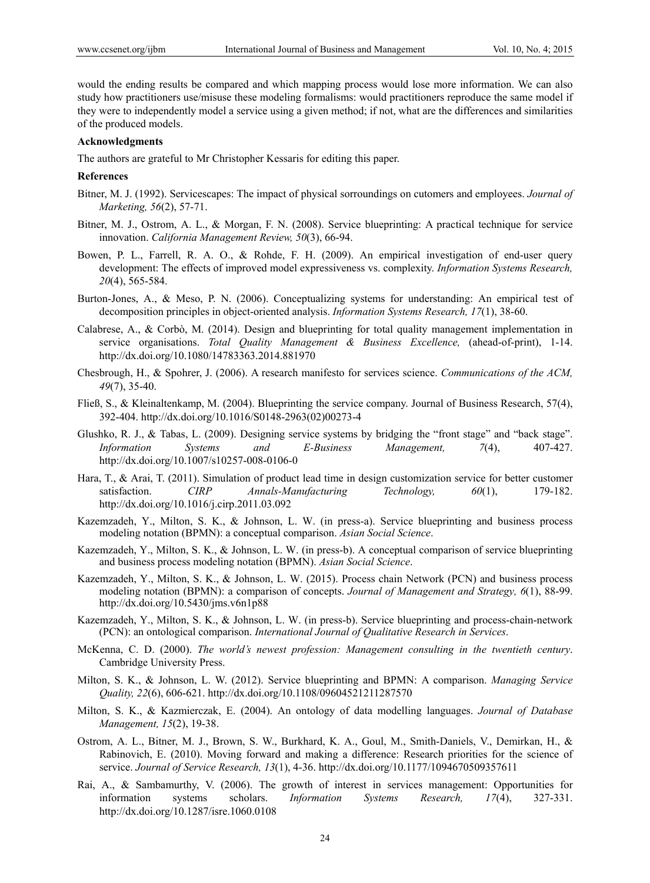would the ending results be compared and which mapping process would lose more information. We can also study how practitioners use/misuse these modeling formalisms: would practitioners reproduce the same model if they were to independently model a service using a given method; if not, what are the differences and similarities of the produced models.

**Acknowledgments**

The authors are grateful to Mr Christopher Kessaris for editing this paper.

**References**

Bitner, M. J. (1992). Servicescapes: The impact of physical sorroundings on cutomers and employees. *Journal of Marketing, 56*(2), 57-71.

Bitner, M. J., Ostrom, A. L., & Morgan, F. N. (2008). Service blueprinting: A practical technique for service innovation. *California Management Review, 50*(3), 66-94.

Bowen, P. L., Farrell, R. A. O., & Rohde, F. H. (2009). An empirical investigation of end-user query development: The effects of improved model expressiveness vs. complexity. *Information Systems Research, 20*(4), 565-584.

Burton-Jones, A., & Meso, P. N. (2006). Conceptualizing systems for understanding: An empirical test of decomposition principles in object-oriented analysis. *Information Systems Research, 17*(1), 38-60.

Calabrese, A., & Corbò, M. (2014). Design and blueprinting for total quality management implementation in service organisations. *Total Quality Management & Business Excellence,* (ahead-of-print), 1-14. http://dx.doi.org/10.1080/14783363.2014.881970

Chesbrough, H., & Spohrer, J. (2006). A research manifesto for services science. *Communications of the ACM, 49*(7), 35-40.

Fließ, S., & Kleinaltenkamp, M. (2004). Blueprinting the service company. Journal of Business Research, 57(4), 392-404. http://dx.doi.org/10.1016/S0148-2963(02)00273-4

Glushko, R. J., & Tabas, L. (2009). Designing service systems by bridging the "front stage" and "back stage". *Information Systems and E-Business Management, 7*(4), 407-427. http://dx.doi.org/10.1007/s10257-008-0106-0

Hara, T., & Arai, T. (2011). Simulation of product lead time in design customization service for better customer satisfaction. *CIRP Annals-Manufacturing Technology, 60*(1), 179-182. http://dx.doi.org/10.1016/j.cirp.2011.03.092

Kazemzadeh, Y., Milton, S. K., & Johnson, L. W. (in press-a). Service blueprinting and business process modeling notation (BPMN): a conceptual comparison. *Asian Social Science*.

Kazemzadeh, Y., Milton, S. K., & Johnson, L. W. (in press-b). A conceptual comparison of service blueprinting and business process modeling notation (BPMN). *Asian Social Science*.

Kazemzadeh, Y., Milton, S. K., & Johnson, L. W. (2015). Process chain Network (PCN) and business process modeling notation (BPMN): a comparison of concepts. *Journal of Management and Strategy, 6*(1), 88-99. http://dx.doi.org/10.5430/jms.v6n1p88

Kazemzadeh, Y., Milton, S. K., & Johnson, L. W. (in press-b). Service blueprinting and process-chain-network (PCN): an ontological comparison. *International Journal of Qualitative Research in Services*.

McKenna, C. D. (2000). *The world's newest profession: Management consulting in the twentieth century*. Cambridge University Press.

Milton, S. K., & Johnson, L. W. (2012). Service blueprinting and BPMN: A comparison. *Managing Service Quality, 22*(6), 606-621. http://dx.doi.org/10.1108/09604521211287570

Milton, S. K., & Kazmierczak, E. (2004). An ontology of data modelling languages. *Journal of Database Management, 15*(2), 19-38.

Ostrom, A. L., Bitner, M. J., Brown, S. W., Burkhard, K. A., Goul, M., Smith-Daniels, V., Demirkan, H., & Rabinovich, E. (2010). Moving forward and making a difference: Research priorities for the science of service. *Journal of Service Research, 13*(1), 4-36. http://dx.doi.org/10.1177/1094670509357611

Rai, A., & Sambamurthy, V. (2006). The growth of interest in services management: Opportunities for information systems scholars. *Information Systems Research, 17*(4), 327-331. http://dx.doi.org/10.1287/isre.1060.0108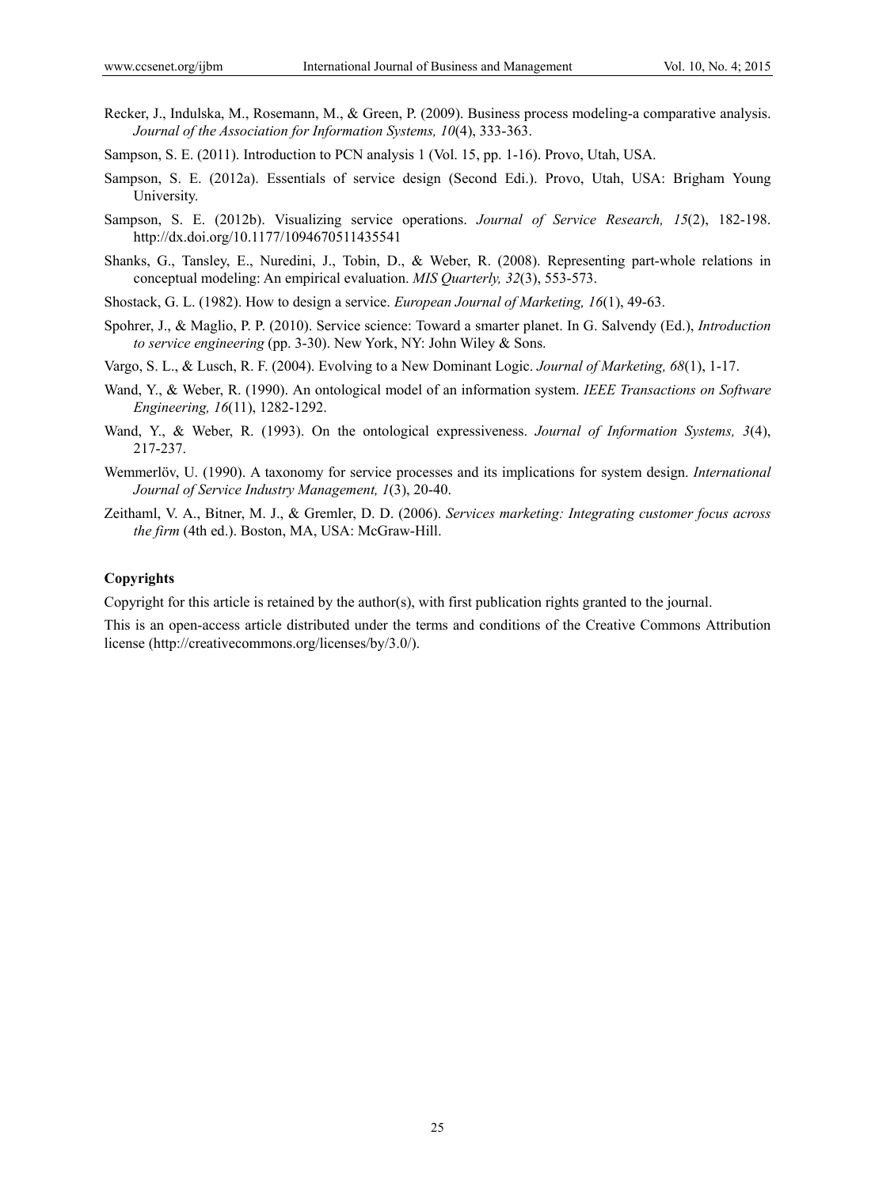Recker, J., Indulska, M., Rosemann, M., & Green, P. (2009). Business process modeling-a comparative analysis. *Journal of the Association for Information Systems, 10*(4), 333-363.

Sampson, S. E. (2011). Introduction to PCN analysis 1 (Vol. 15, pp. 1-16). Provo, Utah, USA.

Sampson, S. E. (2012a). Essentials of service design (Second Edi.). Provo, Utah, USA: Brigham Young University.

Sampson, S. E. (2012b). Visualizing service operations. *Journal of Service Research, 15*(2), 182-198. http://dx.doi.org/10.1177/1094670511435541

Shanks, G., Tansley, E., Nuredini, J., Tobin, D., & Weber, R. (2008). Representing part-whole relations in conceptual modeling: An empirical evaluation. *MIS Quarterly, 32*(3), 553-573.

Shostack, G. L. (1982). How to design a service. *European Journal of Marketing, 16*(1), 49-63.

Spohrer, J., & Maglio, P. P. (2010). Service science: Toward a smarter planet. In G. Salvendy (Ed.), *Introduction to service engineering* (pp. 3-30). New York, NY: John Wiley & Sons.

Vargo, S. L., & Lusch, R. F. (2004). Evolving to a New Dominant Logic. *Journal of Marketing, 68*(1), 1-17.

Wand, Y., & Weber, R. (1990). An ontological model of an information system. *IEEE Transactions on Software Engineering, 16*(11), 1282-1292.

Wand, Y., & Weber, R. (1993). On the ontological expressiveness. *Journal of Information Systems, 3*(4), 217-237.

Wemmerlöv, U. (1990). A taxonomy for service processes and its implications for system design. *International Journal of Service Industry Management, 1*(3), 20-40.

Zeithaml, V. A., Bitner, M. J., & Gremler, D. D. (2006). *Services marketing: Integrating customer focus across the firm* (4th ed.). Boston, MA, USA: McGraw-Hill.

**Copyrights**

Copyright for this article is retained by the author(s), with first publication rights granted to the journal.

This is an open-access article distributed under the terms and conditions of the Creative Commons Attribution license (http://creativecommons.org/licenses/by/3.0/).